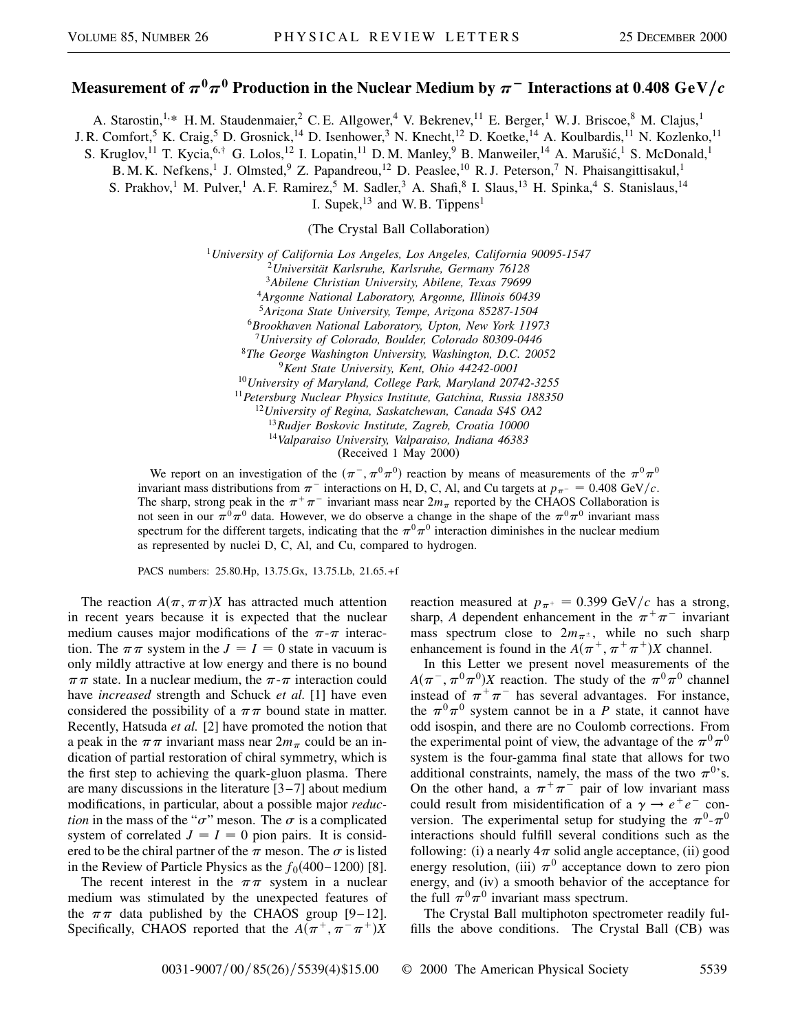# Measurement of $\pi^0\pi^0$ Production in the Nuclear Medium by $\pi^-$ Interactions at 0.408 GeV/$c$

A. Starostin,[1,*] H. M. Staudenmaier,[2] C. E. Allgower,[4] V. Bekrenev,[11] E. Berger,[1] W. J. Briscoe,[8] M. Clajus,[1] J. R. Comfort,[5] K. Craig,[5] D. Grosnick,[14] D. Isenhower,[3] N. Knecht,[12] D. Koetke,[14] A. Koulbardis,[11] N. Kozlenko,[11] S. Kruglov,[11] T. Kycia,[6,†] G. Lolos,[12] I. Lopatin,[11] D. M. Manley,[9] B. Manweiler,[14] A. Marušić,[1] S. McDonald,[1] B. M. K. Nefkens,[1] J. Olmsted,[9] Z. Papandreou,[12] D. Peaslee,[10] R. J. Peterson,[7] N. Phaisangittisakul,[1] S. Prakhov,[1] M. Pulver,[1] A. F. Ramirez,[5] M. Sadler,[3] A. Shafi,[8] I. Slaus,[13] H. Spinka,[4] S. Stanislaus,[14] I. Supek,[13] and W. B. Tippens[1]

(The Crystal Ball Collaboration)

[1]*University of California Los Angeles, Los Angeles, California 90095-1547*
[2]*Universität Karlsruhe, Karlsruhe, Germany 76128*
[3]*Abilene Christian University, Abilene, Texas 79699*
[4]*Argonne National Laboratory, Argonne, Illinois 60439*
[5]*Arizona State University, Tempe, Arizona 85287-1504*
[6]*Brookhaven National Laboratory, Upton, New York 11973*
[7]*University of Colorado, Boulder, Colorado 80309-0446*
[8]*The George Washington University, Washington, D.C. 20052*
[9]*Kent State University, Kent, Ohio 44242-0001*
[10]*University of Maryland, College Park, Maryland 20742-3255*
[11]*Petersburg Nuclear Physics Institute, Gatchina, Russia 188350*
[12]*University of Regina, Saskatchewan, Canada S4S OA2*
[13]*Rudjer Boskovic Institute, Zagreb, Croatia 10000*
[14]*Valparaiso University, Valparaiso, Indiana 46383*

(Received 1 May 2000)

We report on an investigation of the $(\pi^-, \pi^0\pi^0)$ reaction by means of measurements of the $\pi^0\pi^0$ invariant mass distributions from $\pi^-$ interactions on H, D, C, Al, and Cu targets at $p_{\pi^-} = 0.408$ GeV/$c$. The sharp, strong peak in the $\pi^+\pi^-$ invariant mass near $2m_\pi$ reported by the CHAOS Collaboration is not seen in our $\pi^0\pi^0$ data. However, we do observe a change in the shape of the $\pi^0\pi^0$ invariant mass spectrum for the different targets, indicating that the $\pi^0\pi^0$ interaction diminishes in the nuclear medium as represented by nuclei D, C, Al, and Cu, compared to hydrogen.

PACS numbers: 25.80.Hp, 13.75.Gx, 13.75.Lb, 21.65.+f

The reaction $A(\pi, \pi\pi)X$ has attracted much attention in recent years because it is expected that the nuclear medium causes major modifications of the $\pi$-$\pi$ interaction. The $\pi\pi$ system in the $J = I = 0$ state in vacuum is only mildly attractive at low energy and there is no bound $\pi\pi$ state. In a nuclear medium, the $\pi$-$\pi$ interaction could have *increased* strength and Schuck *et al.* [1] have even considered the possibility of a $\pi\pi$ bound state in matter. Recently, Hatsuda *et al.* [2] have promoted the notion that a peak in the $\pi\pi$ invariant mass near $2m_\pi$ could be an indication of partial restoration of chiral symmetry, which is the first step to achieving the quark-gluon plasma. There are many discussions in the literature [3–7] about medium modifications, in particular, about a possible major *reduction* in the mass of the "$\sigma$" meson. The $\sigma$ is a complicated system of correlated $J = I = 0$ pion pairs. It is considered to be the chiral partner of the $\pi$ meson. The $\sigma$ is listed in the Review of Particle Physics as the $f_0(400–1200)$ [8].

The recent interest in the $\pi\pi$ system in a nuclear medium was stimulated by the unexpected features of the $\pi\pi$ data published by the CHAOS group [9–12]. Specifically, CHAOS reported that the $A(\pi^+, \pi^-\pi^+)X$ reaction measured at $p_{\pi^+} = 0.399$ GeV/$c$ has a strong, sharp, $A$ dependent enhancement in the $\pi^+\pi^-$ invariant mass spectrum close to $2m_{\pi^\pm}$, while no such sharp enhancement is found in the $A(\pi^+, \pi^+\pi^+)X$ channel.

In this Letter we present novel measurements of the $A(\pi^-, \pi^0\pi^0)X$ reaction. The study of the $\pi^0\pi^0$ channel instead of $\pi^+\pi^-$ has several advantages. For instance, the $\pi^0\pi^0$ system cannot be in a $P$ state, it cannot have odd isospin, and there are no Coulomb corrections. From the experimental point of view, the advantage of the $\pi^0\pi^0$ system is the four-gamma final state that allows for two additional constraints, namely, the mass of the two $\pi^0$'s. On the other hand, a $\pi^+\pi^-$ pair of low invariant mass could result from misidentification of a $\gamma \to e^+e^-$ conversion. The experimental setup for studying the $\pi^0$-$\pi^0$ interactions should fulfill several conditions such as the following: (i) a nearly $4\pi$ solid angle acceptance, (ii) good energy resolution, (iii) $\pi^0$ acceptance down to zero pion energy, and (iv) a smooth behavior of the acceptance for the full $\pi^0\pi^0$ invariant mass spectrum.

The Crystal Ball multiphoton spectrometer readily fulfills the above conditions. The Crystal Ball (CB) was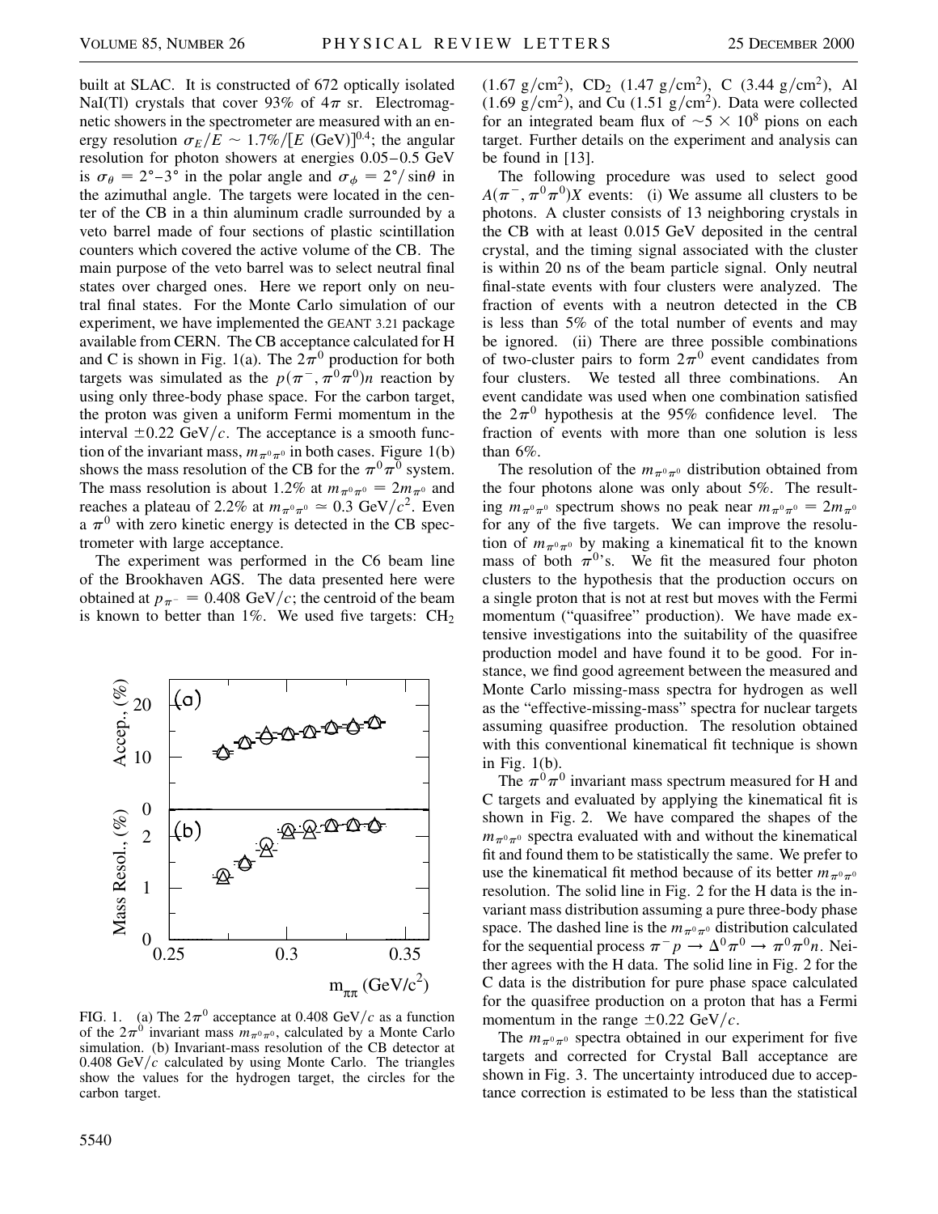built at SLAC. It is constructed of 672 optically isolated NaI(Tl) crystals that cover 93% of $4\pi$ sr. Electromagnetic showers in the spectrometer are measured with an energy resolution $\sigma_E/E \sim 1.7\%/[E\ (\text{GeV})]^{0.4}$; the angular resolution for photon showers at energies 0.05–0.5 GeV is $\sigma_\theta = 2°$–$3°$ in the polar angle and $\sigma_\phi = 2°/\sin\theta$ in the azimuthal angle. The targets were located in the center of the CB in a thin aluminum cradle surrounded by a veto barrel made of four sections of plastic scintillation counters which covered the active volume of the CB. The main purpose of the veto barrel was to select neutral final states over charged ones. Here we report only on neutral final states. For the Monte Carlo simulation of our experiment, we have implemented the GEANT 3.21 package available from CERN. The CB acceptance calculated for H and C is shown in Fig. 1(a). The $2\pi^0$ production for both targets was simulated as the $p(\pi^-, \pi^0\pi^0)n$ reaction by using only three-body phase space. For the carbon target, the proton was given a uniform Fermi momentum in the interval $\pm 0.22$ GeV/$c$. The acceptance is a smooth function of the invariant mass, $m_{\pi^0\pi^0}$ in both cases. Figure 1(b) shows the mass resolution of the CB for the $\pi^0\pi^0$ system. The mass resolution is about 1.2% at $m_{\pi^0\pi^0} = 2m_{\pi^0}$ and reaches a plateau of 2.2% at $m_{\pi^0\pi^0} \simeq 0.3$ GeV/$c^2$. Even a $\pi^0$ with zero kinetic energy is detected in the CB spectrometer with large acceptance.

The experiment was performed in the C6 beam line of the Brookhaven AGS. The data presented here were obtained at $p_{\pi^-} = 0.408$ GeV/$c$; the centroid of the beam is known to better than 1%. We used five targets: $CH_2$ (1.67 g/cm$^2$), $CD_2$ (1.47 g/cm$^2$), C (3.44 g/cm$^2$), Al (1.69 g/cm$^2$), and Cu (1.51 g/cm$^2$). Data were collected for an integrated beam flux of $\sim 5 \times 10^8$ pions on each target. Further details on the experiment and analysis can be found in [13].

FIG. 1. (a) The $2\pi^0$ acceptance at 0.408 GeV/$c$ as a function of the $2\pi^0$ invariant mass $m_{\pi^0\pi^0}$, calculated by a Monte Carlo simulation. (b) Invariant-mass resolution of the CB detector at 0.408 GeV/$c$ calculated by using Monte Carlo. The triangles show the values for the hydrogen target, the circles for the carbon target.

The following procedure was used to select good $A(\pi^-, \pi^0\pi^0)X$ events: (i) We assume all clusters to be photons. A cluster consists of 13 neighboring crystals in the CB with at least 0.015 GeV deposited in the central crystal, and the timing signal associated with the cluster is within 20 ns of the beam particle signal. Only neutral final-state events with four clusters were analyzed. The fraction of events with a neutron detected in the CB is less than 5% of the total number of events and may be ignored. (ii) There are three possible combinations of two-cluster pairs to form $2\pi^0$ event candidates from four clusters. We tested all three combinations. An event candidate was used when one combination satisfied the $2\pi^0$ hypothesis at the 95% confidence level. The fraction of events with more than one solution is less than 6%.

The resolution of the $m_{\pi^0\pi^0}$ distribution obtained from the four photons alone was only about 5%. The resulting $m_{\pi^0\pi^0}$ spectrum shows no peak near $m_{\pi^0\pi^0} = 2m_{\pi^0}$ for any of the five targets. We can improve the resolution of $m_{\pi^0\pi^0}$ by making a kinematical fit to the known mass of both $\pi^0$'s. We fit the measured four photon clusters to the hypothesis that the production occurs on a single proton that is not at rest but moves with the Fermi momentum ("quasifree" production). We have made extensive investigations into the suitability of the quasifree production model and have found it to be good. For instance, we find good agreement between the measured and Monte Carlo missing-mass spectra for hydrogen as well as the "effective-missing-mass" spectra for nuclear targets assuming quasifree production. The resolution obtained with this conventional kinematical fit technique is shown in Fig. 1(b).

The $\pi^0\pi^0$ invariant mass spectrum measured for H and C targets and evaluated by applying the kinematical fit is shown in Fig. 2. We have compared the shapes of the $m_{\pi^0\pi^0}$ spectra evaluated with and without the kinematical fit and found them to be statistically the same. We prefer to use the kinematical fit method because of its better $m_{\pi^0\pi^0}$ resolution. The solid line in Fig. 2 for the H data is the invariant mass distribution assuming a pure three-body phase space. The dashed line is the $m_{\pi^0\pi^0}$ distribution calculated for the sequential process $\pi^- p \to \Delta^0\pi^0 \to \pi^0\pi^0 n$. Neither agrees with the H data. The solid line in Fig. 2 for the C data is the distribution for pure phase space calculated for the quasifree production on a proton that has a Fermi momentum in the range $\pm 0.22$ GeV/$c$.

The $m_{\pi^0\pi^0}$ spectra obtained in our experiment for five targets and corrected for Crystal Ball acceptance are shown in Fig. 3. The uncertainty introduced due to acceptance correction is estimated to be less than the statistical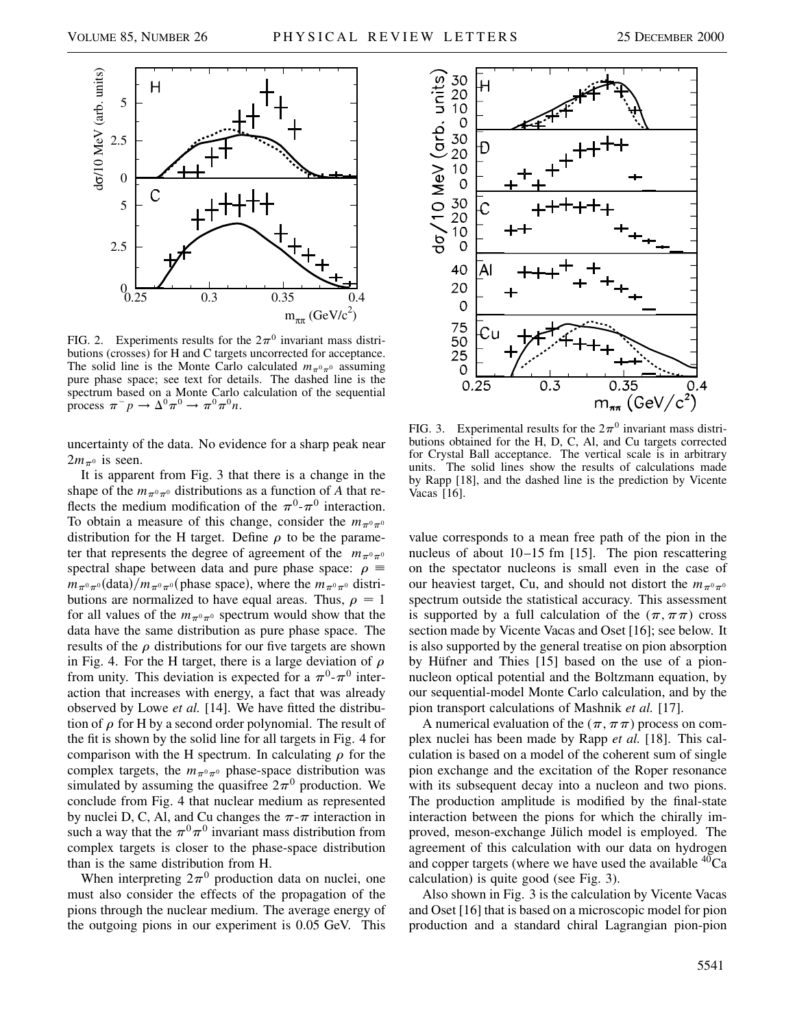FIG. 2. Experiments results for the $2\pi^0$ invariant mass distributions (crosses) for H and C targets uncorrected for acceptance. The solid line is the Monte Carlo calculated $m_{\pi^0\pi^0}$ assuming pure phase space; see text for details. The dashed line is the spectrum based on a Monte Carlo calculation of the sequential process $\pi^- p \to \Delta^0 \pi^0 \to \pi^0 \pi^0 n$.

FIG. 3. Experimental results for the $2\pi^0$ invariant mass distributions obtained for the H, D, C, Al, and Cu targets corrected for Crystal Ball acceptance. The vertical scale is in arbitrary units. The solid lines show the results of calculations made by Rapp [18], and the dashed line is the prediction by Vicente Vacas [16].

uncertainty of the data. No evidence for a sharp peak near $2m_{\pi^0}$ is seen.

It is apparent from Fig. 3 that there is a change in the shape of the $m_{\pi^0\pi^0}$ distributions as a function of $A$ that reflects the medium modification of the $\pi^0$-$\pi^0$ interaction. To obtain a measure of this change, consider the $m_{\pi^0\pi^0}$ distribution for the H target. Define $\rho$ to be the parameter that represents the degree of agreement of the $m_{\pi^0\pi^0}$ spectral shape between data and pure phase space: $\rho \equiv m_{\pi^0\pi^0}(\text{data})/m_{\pi^0\pi^0}(\text{phase space})$, where the $m_{\pi^0\pi^0}$ distributions are normalized to have equal areas. Thus, $\rho = 1$ for all values of the $m_{\pi^0\pi^0}$ spectrum would show that the data have the same distribution as pure phase space. The results of the $\rho$ distributions for our five targets are shown in Fig. 4. For the H target, there is a large deviation of $\rho$ from unity. This deviation is expected for a $\pi^0$-$\pi^0$ interaction that increases with energy, a fact that was already observed by Lowe *et al.* [14]. We have fitted the distribution of $\rho$ for H by a second order polynomial. The result of the fit is shown by the solid line for all targets in Fig. 4 for comparison with the H spectrum. In calculating $\rho$ for the complex targets, the $m_{\pi^0\pi^0}$ phase-space distribution was simulated by assuming the quasifree $2\pi^0$ production. We conclude from Fig. 4 that nuclear medium as represented by nuclei D, C, Al, and Cu changes the $\pi$-$\pi$ interaction in such a way that the $\pi^0\pi^0$ invariant mass distribution from complex targets is closer to the phase-space distribution than is the same distribution from H.

When interpreting $2\pi^0$ production data on nuclei, one must also consider the effects of the propagation of the pions through the nuclear medium. The average energy of the outgoing pions in our experiment is 0.05 GeV. This value corresponds to a mean free path of the pion in the nucleus of about 10–15 fm [15]. The pion rescattering on the spectator nucleons is small even in the case of our heaviest target, Cu, and should not distort the $m_{\pi^0\pi^0}$ spectrum outside the statistical accuracy. This assessment is supported by a full calculation of the $(\pi, \pi\pi)$ cross section made by Vicente Vacas and Oset [16]; see below. It is also supported by the general treatise on pion absorption by Hüfner and Thies [15] based on the use of a pion-nucleon optical potential and the Boltzmann equation, by our sequential-model Monte Carlo calculation, and by the pion transport calculations of Mashnik *et al.* [17].

A numerical evaluation of the $(\pi, \pi\pi)$ process on complex nuclei has been made by Rapp *et al.* [18]. This calculation is based on a model of the coherent sum of single pion exchange and the excitation of the Roper resonance with its subsequent decay into a nucleon and two pions. The production amplitude is modified by the final-state interaction between the pions for which the chirally improved, meson-exchange Jülich model is employed. The agreement of this calculation with our data on hydrogen and copper targets (where we have used the available $^{40}$Ca calculation) is quite good (see Fig. 3).

Also shown in Fig. 3 is the calculation by Vicente Vacas and Oset [16] that is based on a microscopic model for pion production and a standard chiral Lagrangian pion-pion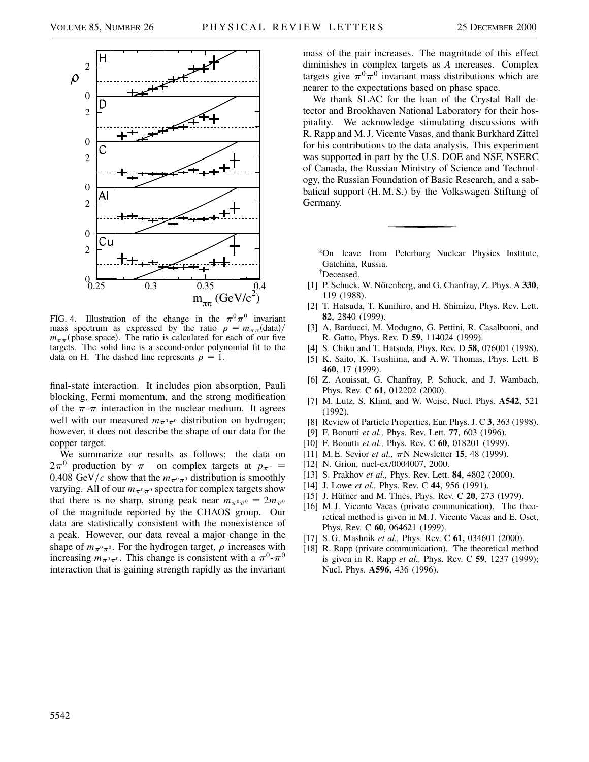ρ

H

D

C

Al

Cu

2

0

0.25 0.3 0.35 0.4

$m_{\pi\pi}$ (GeV/c$^2$)

FIG. 4. Illustration of the change in the $\pi^0\pi^0$ invariant mass spectrum as expressed by the ratio $\rho = m_{\pi\pi}(\text{data})/m_{\pi\pi}(\text{phase space})$. The ratio is calculated for each of our five targets. The solid line is a second-order polynomial fit to the data on H. The dashed line represents $\rho = 1$.

final-state interaction. It includes pion absorption, Pauli blocking, Fermi momentum, and the strong modification of the $\pi$-$\pi$ interaction in the nuclear medium. It agrees well with our measured $m_{\pi^0\pi^0}$ distribution on hydrogen; however, it does not describe the shape of our data for the copper target.

We summarize our results as follows: the data on $2\pi^0$ production by $\pi^-$ on complex targets at $p_{\pi^-} = 0.408$ GeV/$c$ show that the $m_{\pi^0\pi^0}$ distribution is smoothly varying. All of our $m_{\pi^0\pi^0}$ spectra for complex targets show that there is no sharp, strong peak near $m_{\pi^0\pi^0} = 2m_{\pi^0}$ of the magnitude reported by the CHAOS group. Our data are statistically consistent with the nonexistence of a peak. However, our data reveal a major change in the shape of $m_{\pi^0\pi^0}$. For the hydrogen target, $\rho$ increases with increasing $m_{\pi^0\pi^0}$. This change is consistent with a $\pi^0$-$\pi^0$ interaction that is gaining strength rapidly as the invariant mass of the pair increases. The magnitude of this effect diminishes in complex targets as $A$ increases. Complex targets give $\pi^0\pi^0$ invariant mass distributions which are nearer to the expectations based on phase space.

We thank SLAC for the loan of the Crystal Ball detector and Brookhaven National Laboratory for their hospitality. We acknowledge stimulating discussions with R. Rapp and M. J. Vicente Vasas, and thank Burkhard Zittel for his contributions to the data analysis. This experiment was supported in part by the U.S. DOE and NSF, NSERC of Canada, the Russian Ministry of Science and Technology, the Russian Foundation of Basic Research, and a sabbatical support (H. M. S.) by the Volkswagen Stiftung of Germany.

---

*On leave from Peterburg Nuclear Physics Institute, Gatchina, Russia.

†Deceased.

[1] P. Schuck, W. Nörenberg, and G. Chanfray, Z. Phys. A **330**, 119 (1988).

[2] T. Hatsuda, T. Kunihiro, and H. Shimizu, Phys. Rev. Lett. **82**, 2840 (1999).

[3] A. Barducci, M. Modugno, G. Pettini, R. Casalbuoni, and R. Gatto, Phys. Rev. D **59**, 114024 (1999).

[4] S. Chiku and T. Hatsuda, Phys. Rev. D **58**, 076001 (1998).

[5] K. Saito, K. Tsushima, and A. W. Thomas, Phys. Lett. B **460**, 17 (1999).

[6] Z. Aouissat, G. Chanfray, P. Schuck, and J. Wambach, Phys. Rev. C **61**, 012202 (2000).

[7] M. Lutz, S. Klimt, and W. Weise, Nucl. Phys. **A542**, 521 (1992).

[8] Review of Particle Properties, Eur. Phys. J. C **3**, 363 (1998).

[9] F. Bonutti *et al.,* Phys. Rev. Lett. **77**, 603 (1996).

[10] F. Bonutti *et al.,* Phys. Rev. C **60**, 018201 (1999).

[11] M. E. Sevior *et al.,* $\pi$N Newsletter **15**, 48 (1999).

[12] N. Grion, nucl-ex/0004007, 2000.

[13] S. Prakhov *et al.,* Phys. Rev. Lett. **84**, 4802 (2000).

[14] J. Lowe *et al.,* Phys. Rev. C **44**, 956 (1991).

[15] J. Hüfner and M. Thies, Phys. Rev. C **20**, 273 (1979).

[16] M. J. Vicente Vacas (private communication). The theoretical method is given in M. J. Vicente Vacas and E. Oset, Phys. Rev. C **60**, 064621 (1999).

[17] S. G. Mashnik *et al.,* Phys. Rev. C **61**, 034601 (2000).

[18] R. Rapp (private communication). The theoretical method is given in R. Rapp *et al.,* Phys. Rev. C **59**, 1237 (1999); Nucl. Phys. **A596**, 436 (1996).